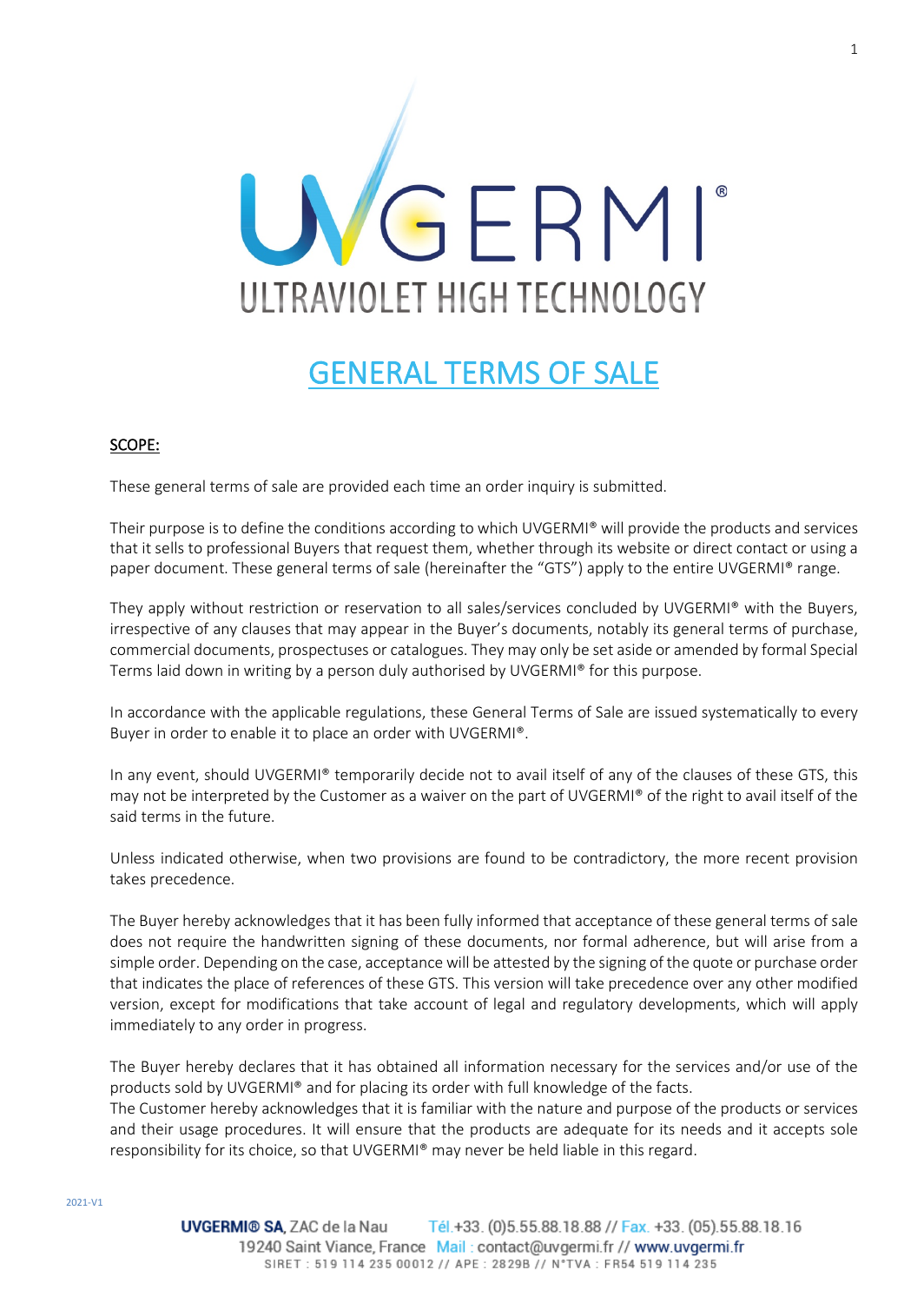UVGERMI®

ULTRAVIOLET HIGH TECHNOLOGY

# GENERAL TERMS OF SALE

## SCOPE:

These general terms of sale are provided each time an order inquiry is submitted.

Their purpose is to define the conditions according to which UVGERMI® will provide the products and services that it sells to professional Buyers that request them, whether through its website or direct contact or using a paper document. These general terms of sale (hereinafter the "GTS") apply to the entire UVGERMI® range.

They apply without restriction or reservation to all sales/services concluded by UVGERMI® with the Buyers, irrespective of any clauses that may appear in the Buyer's documents, notably its general terms of purchase, commercial documents, prospectuses or catalogues. They may only be set aside or amended by formal Special Terms laid down in writing by a person duly authorised by UVGERMI® for this purpose.

In accordance with the applicable regulations, these General Terms of Sale are issued systematically to every Buyer in order to enable it to place an order with UVGERMI®.

In any event, should UVGERMI® temporarily decide not to avail itself of any of the clauses of these GTS, this may not be interpreted by the Customer as a waiver on the part of UVGERMI® of the right to avail itself of the said terms in the future.

Unless indicated otherwise, when two provisions are found to be contradictory, the more recent provision takes precedence.

The Buyer hereby acknowledges that it has been fully informed that acceptance of these general terms of sale does not require the handwritten signing of these documents, nor formal adherence, but will arise from a simple order. Depending on the case, acceptance will be attested by the signing of the quote or purchase order that indicates the place of references of these GTS. This version will take precedence over any other modified version, except for modifications that take account of legal and regulatory developments, which will apply immediately to any order in progress.

The Buyer hereby declares that it has obtained all information necessary for the services and/or use of the products sold by UVGERMI® and for placing its order with full knowledge of the facts.
The Customer hereby acknowledges that it is familiar with the nature and purpose of the products or services and their usage procedures. It will ensure that the products are adequate for its needs and it accepts sole responsibility for its choice, so that UVGERMI® may never be held liable in this regard.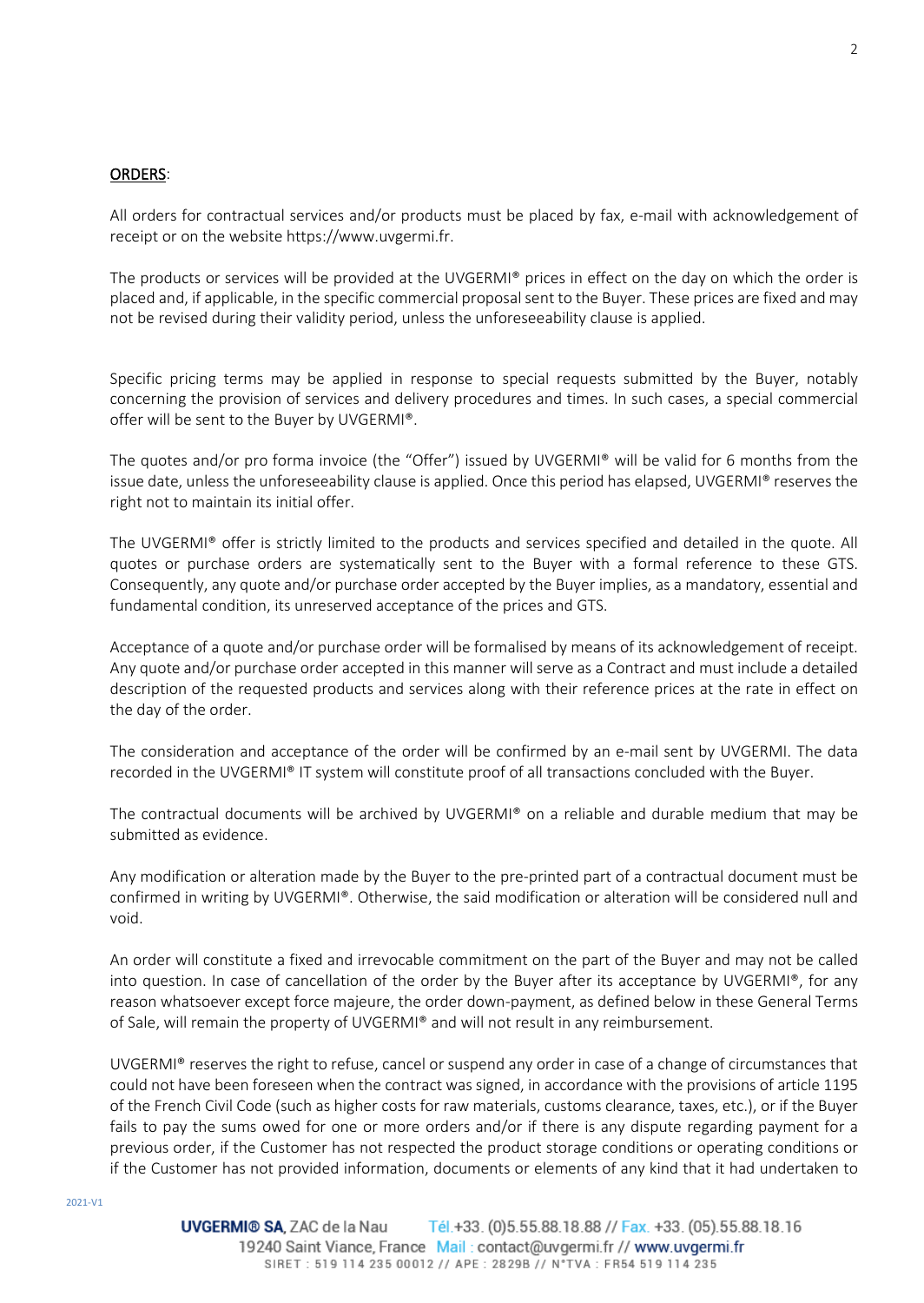**ORDERS**:

All orders for contractual services and/or products must be placed by fax, e-mail with acknowledgement of receipt or on the website https://www.uvgermi.fr.

The products or services will be provided at the UVGERMI® prices in effect on the day on which the order is placed and, if applicable, in the specific commercial proposal sent to the Buyer. These prices are fixed and may not be revised during their validity period, unless the unforeseeability clause is applied.

Specific pricing terms may be applied in response to special requests submitted by the Buyer, notably concerning the provision of services and delivery procedures and times. In such cases, a special commercial offer will be sent to the Buyer by UVGERMI®.

The quotes and/or pro forma invoice (the "Offer") issued by UVGERMI® will be valid for 6 months from the issue date, unless the unforeseeability clause is applied. Once this period has elapsed, UVGERMI® reserves the right not to maintain its initial offer.

The UVGERMI® offer is strictly limited to the products and services specified and detailed in the quote. All quotes or purchase orders are systematically sent to the Buyer with a formal reference to these GTS. Consequently, any quote and/or purchase order accepted by the Buyer implies, as a mandatory, essential and fundamental condition, its unreserved acceptance of the prices and GTS.

Acceptance of a quote and/or purchase order will be formalised by means of its acknowledgement of receipt. Any quote and/or purchase order accepted in this manner will serve as a Contract and must include a detailed description of the requested products and services along with their reference prices at the rate in effect on the day of the order.

The consideration and acceptance of the order will be confirmed by an e-mail sent by UVGERMI. The data recorded in the UVGERMI® IT system will constitute proof of all transactions concluded with the Buyer.

The contractual documents will be archived by UVGERMI® on a reliable and durable medium that may be submitted as evidence.

Any modification or alteration made by the Buyer to the pre-printed part of a contractual document must be confirmed in writing by UVGERMI®. Otherwise, the said modification or alteration will be considered null and void.

An order will constitute a fixed and irrevocable commitment on the part of the Buyer and may not be called into question. In case of cancellation of the order by the Buyer after its acceptance by UVGERMI®, for any reason whatsoever except force majeure, the order down-payment, as defined below in these General Terms of Sale, will remain the property of UVGERMI® and will not result in any reimbursement.

UVGERMI® reserves the right to refuse, cancel or suspend any order in case of a change of circumstances that could not have been foreseen when the contract was signed, in accordance with the provisions of article 1195 of the French Civil Code (such as higher costs for raw materials, customs clearance, taxes, etc.), or if the Buyer fails to pay the sums owed for one or more orders and/or if there is any dispute regarding payment for a previous order, if the Customer has not respected the product storage conditions or operating conditions or if the Customer has not provided information, documents or elements of any kind that it had undertaken to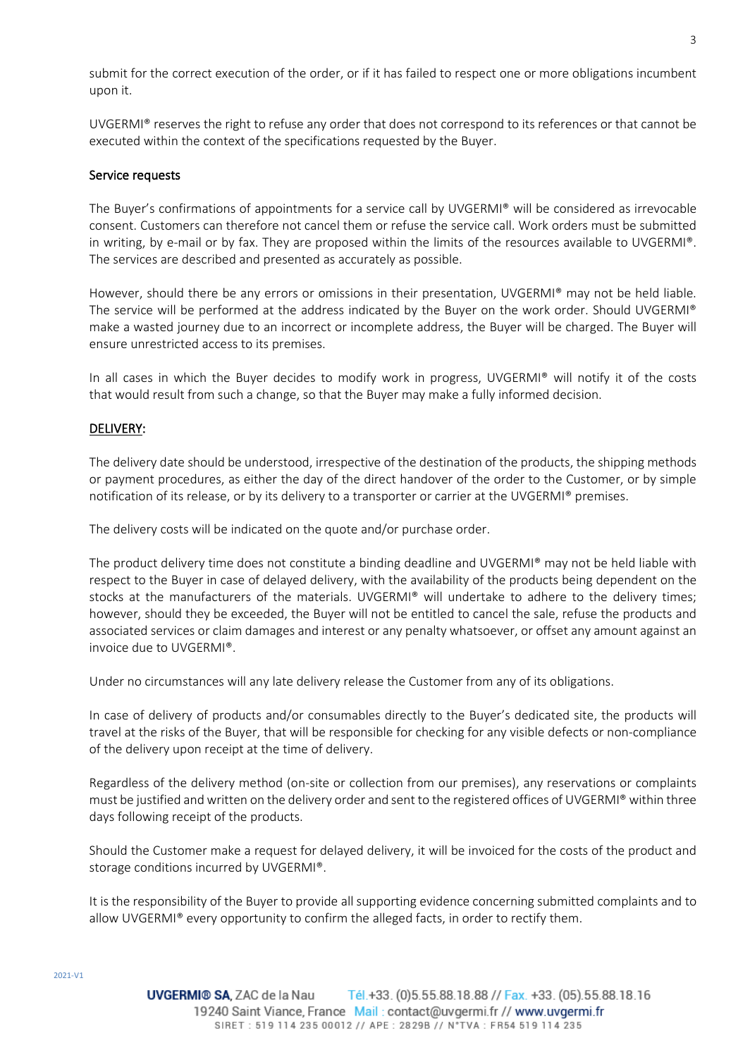submit for the correct execution of the order, or if it has failed to respect one or more obligations incumbent upon it.

UVGERMI® reserves the right to refuse any order that does not correspond to its references or that cannot be executed within the context of the specifications requested by the Buyer.

### Service requests

The Buyer's confirmations of appointments for a service call by UVGERMI® will be considered as irrevocable consent. Customers can therefore not cancel them or refuse the service call. Work orders must be submitted in writing, by e-mail or by fax. They are proposed within the limits of the resources available to UVGERMI®. The services are described and presented as accurately as possible.

However, should there be any errors or omissions in their presentation, UVGERMI® may not be held liable. The service will be performed at the address indicated by the Buyer on the work order. Should UVGERMI® make a wasted journey due to an incorrect or incomplete address, the Buyer will be charged. The Buyer will ensure unrestricted access to its premises.

In all cases in which the Buyer decides to modify work in progress, UVGERMI® will notify it of the costs that would result from such a change, so that the Buyer may make a fully informed decision.

## DELIVERY:

The delivery date should be understood, irrespective of the destination of the products, the shipping methods or payment procedures, as either the day of the direct handover of the order to the Customer, or by simple notification of its release, or by its delivery to a transporter or carrier at the UVGERMI® premises.

The delivery costs will be indicated on the quote and/or purchase order.

The product delivery time does not constitute a binding deadline and UVGERMI® may not be held liable with respect to the Buyer in case of delayed delivery, with the availability of the products being dependent on the stocks at the manufacturers of the materials. UVGERMI® will undertake to adhere to the delivery times; however, should they be exceeded, the Buyer will not be entitled to cancel the sale, refuse the products and associated services or claim damages and interest or any penalty whatsoever, or offset any amount against an invoice due to UVGERMI®.

Under no circumstances will any late delivery release the Customer from any of its obligations.

In case of delivery of products and/or consumables directly to the Buyer's dedicated site, the products will travel at the risks of the Buyer, that will be responsible for checking for any visible defects or non-compliance of the delivery upon receipt at the time of delivery.

Regardless of the delivery method (on-site or collection from our premises), any reservations or complaints must be justified and written on the delivery order and sent to the registered offices of UVGERMI® within three days following receipt of the products.

Should the Customer make a request for delayed delivery, it will be invoiced for the costs of the product and storage conditions incurred by UVGERMI®.

It is the responsibility of the Buyer to provide all supporting evidence concerning submitted complaints and to allow UVGERMI® every opportunity to confirm the alleged facts, in order to rectify them.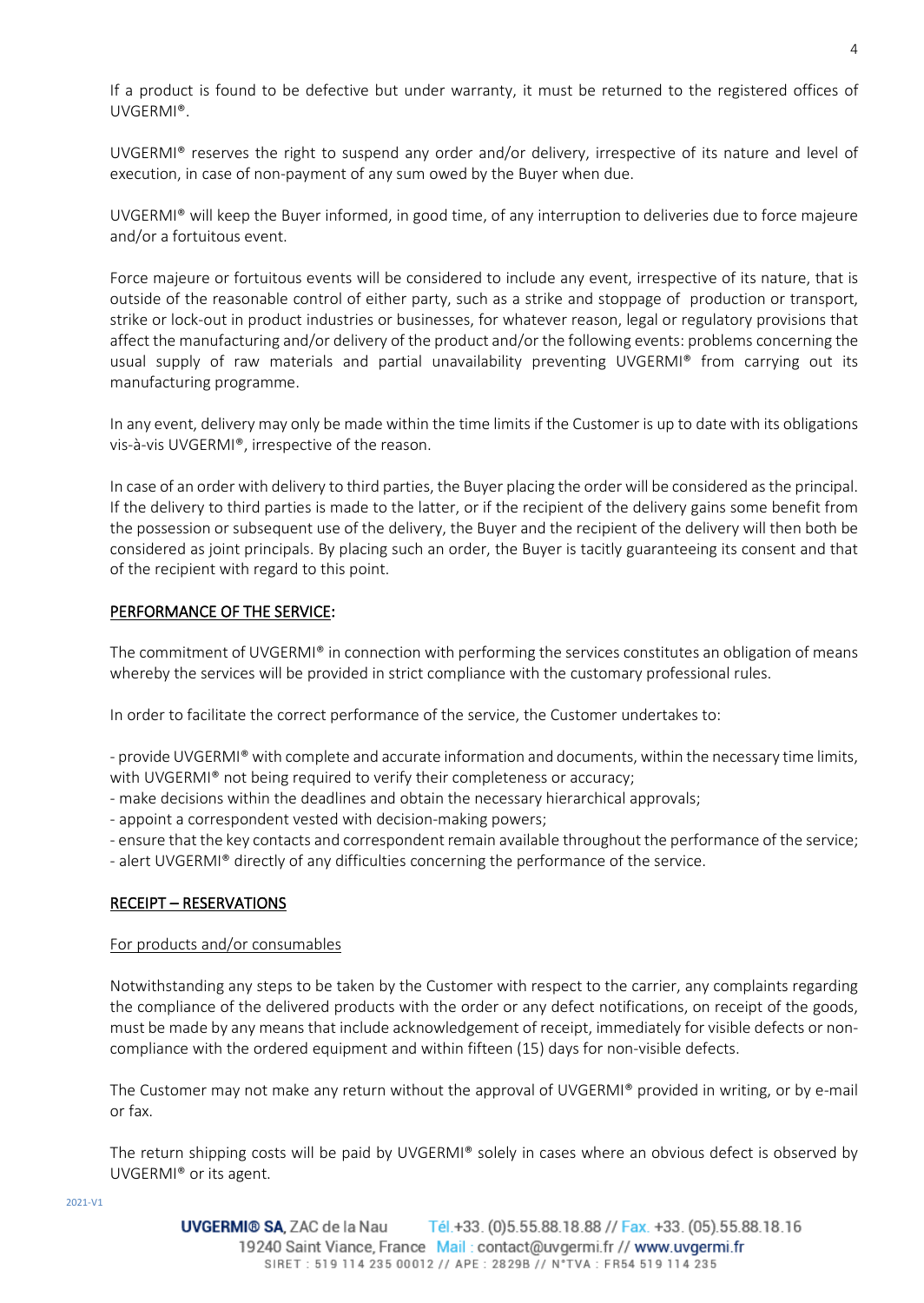If a product is found to be defective but under warranty, it must be returned to the registered offices of UVGERMI®.

UVGERMI® reserves the right to suspend any order and/or delivery, irrespective of its nature and level of execution, in case of non-payment of any sum owed by the Buyer when due.

UVGERMI® will keep the Buyer informed, in good time, of any interruption to deliveries due to force majeure and/or a fortuitous event.

Force majeure or fortuitous events will be considered to include any event, irrespective of its nature, that is outside of the reasonable control of either party, such as a strike and stoppage of production or transport, strike or lock-out in product industries or businesses, for whatever reason, legal or regulatory provisions that affect the manufacturing and/or delivery of the product and/or the following events: problems concerning the usual supply of raw materials and partial unavailability preventing UVGERMI® from carrying out its manufacturing programme.

In any event, delivery may only be made within the time limits if the Customer is up to date with its obligations vis-à-vis UVGERMI®, irrespective of the reason.

In case of an order with delivery to third parties, the Buyer placing the order will be considered as the principal. If the delivery to third parties is made to the latter, or if the recipient of the delivery gains some benefit from the possession or subsequent use of the delivery, the Buyer and the recipient of the delivery will then both be considered as joint principals. By placing such an order, the Buyer is tacitly guaranteeing its consent and that of the recipient with regard to this point.

## PERFORMANCE OF THE SERVICE:

The commitment of UVGERMI® in connection with performing the services constitutes an obligation of means whereby the services will be provided in strict compliance with the customary professional rules.

In order to facilitate the correct performance of the service, the Customer undertakes to:

- provide UVGERMI® with complete and accurate information and documents, within the necessary time limits, with UVGERMI® not being required to verify their completeness or accuracy;
- make decisions within the deadlines and obtain the necessary hierarchical approvals;
- appoint a correspondent vested with decision-making powers;
- ensure that the key contacts and correspondent remain available throughout the performance of the service;
- alert UVGERMI® directly of any difficulties concerning the performance of the service.

## RECEIPT – RESERVATIONS

### For products and/or consumables

Notwithstanding any steps to be taken by the Customer with respect to the carrier, any complaints regarding the compliance of the delivered products with the order or any defect notifications, on receipt of the goods, must be made by any means that include acknowledgement of receipt, immediately for visible defects or non-compliance with the ordered equipment and within fifteen (15) days for non-visible defects.

The Customer may not make any return without the approval of UVGERMI® provided in writing, or by e-mail or fax.

The return shipping costs will be paid by UVGERMI® solely in cases where an obvious defect is observed by UVGERMI® or its agent.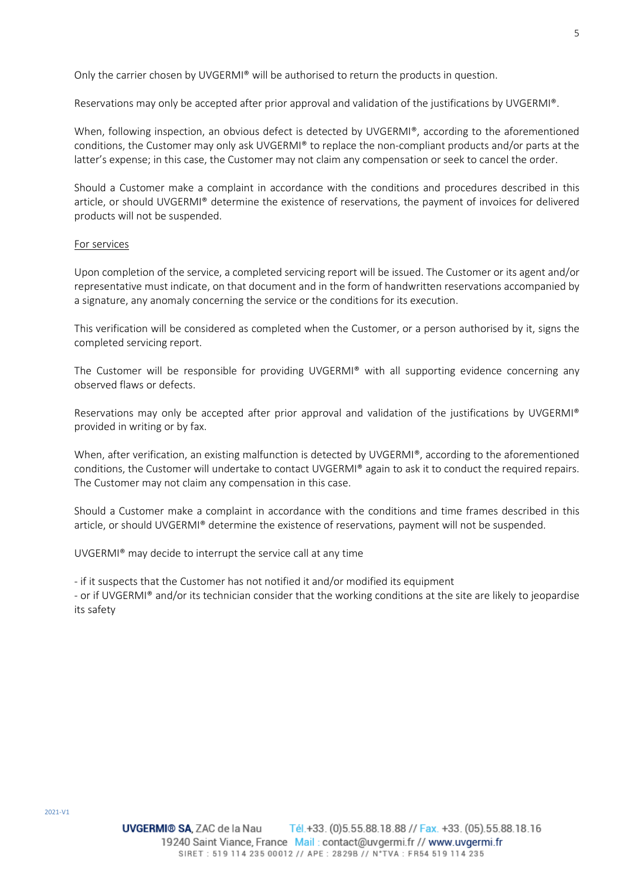Only the carrier chosen by UVGERMI® will be authorised to return the products in question.

Reservations may only be accepted after prior approval and validation of the justifications by UVGERMI®.

When, following inspection, an obvious defect is detected by UVGERMI®, according to the aforementioned conditions, the Customer may only ask UVGERMI® to replace the non-compliant products and/or parts at the latter's expense; in this case, the Customer may not claim any compensation or seek to cancel the order.

Should a Customer make a complaint in accordance with the conditions and procedures described in this article, or should UVGERMI® determine the existence of reservations, the payment of invoices for delivered products will not be suspended.

<u>For services</u>

Upon completion of the service, a completed servicing report will be issued. The Customer or its agent and/or representative must indicate, on that document and in the form of handwritten reservations accompanied by a signature, any anomaly concerning the service or the conditions for its execution.

This verification will be considered as completed when the Customer, or a person authorised by it, signs the completed servicing report.

The Customer will be responsible for providing UVGERMI® with all supporting evidence concerning any observed flaws or defects.

Reservations may only be accepted after prior approval and validation of the justifications by UVGERMI® provided in writing or by fax.

When, after verification, an existing malfunction is detected by UVGERMI®, according to the aforementioned conditions, the Customer will undertake to contact UVGERMI® again to ask it to conduct the required repairs. The Customer may not claim any compensation in this case.

Should a Customer make a complaint in accordance with the conditions and time frames described in this article, or should UVGERMI® determine the existence of reservations, payment will not be suspended.

UVGERMI® may decide to interrupt the service call at any time

- if it suspects that the Customer has not notified it and/or modified its equipment
- or if UVGERMI® and/or its technician consider that the working conditions at the site are likely to jeopardise its safety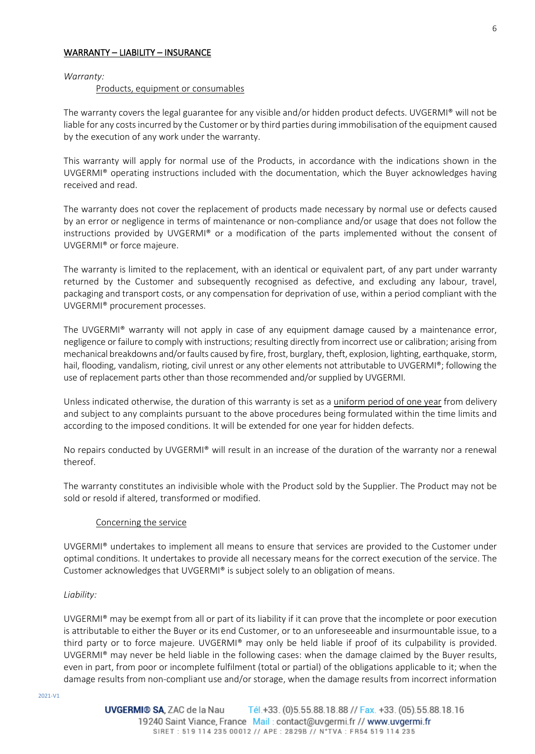## WARRANTY – LIABILITY – INSURANCE

*Warranty:*

Products, equipment or consumables

The warranty covers the legal guarantee for any visible and/or hidden product defects. UVGERMI® will not be liable for any costs incurred by the Customer or by third parties during immobilisation of the equipment caused by the execution of any work under the warranty.

This warranty will apply for normal use of the Products, in accordance with the indications shown in the UVGERMI® operating instructions included with the documentation, which the Buyer acknowledges having received and read.

The warranty does not cover the replacement of products made necessary by normal use or defects caused by an error or negligence in terms of maintenance or non-compliance and/or usage that does not follow the instructions provided by UVGERMI® or a modification of the parts implemented without the consent of UVGERMI® or force majeure.

The warranty is limited to the replacement, with an identical or equivalent part, of any part under warranty returned by the Customer and subsequently recognised as defective, and excluding any labour, travel, packaging and transport costs, or any compensation for deprivation of use, within a period compliant with the UVGERMI® procurement processes.

The UVGERMI® warranty will not apply in case of any equipment damage caused by a maintenance error, negligence or failure to comply with instructions; resulting directly from incorrect use or calibration; arising from mechanical breakdowns and/or faults caused by fire, frost, burglary, theft, explosion, lighting, earthquake, storm, hail, flooding, vandalism, rioting, civil unrest or any other elements not attributable to UVGERMI®; following the use of replacement parts other than those recommended and/or supplied by UVGERMI.

Unless indicated otherwise, the duration of this warranty is set as a uniform period of one year from delivery and subject to any complaints pursuant to the above procedures being formulated within the time limits and according to the imposed conditions. It will be extended for one year for hidden defects.

No repairs conducted by UVGERMI® will result in an increase of the duration of the warranty nor a renewal thereof.

The warranty constitutes an indivisible whole with the Product sold by the Supplier. The Product may not be sold or resold if altered, transformed or modified.

Concerning the service

UVGERMI® undertakes to implement all means to ensure that services are provided to the Customer under optimal conditions. It undertakes to provide all necessary means for the correct execution of the service. The Customer acknowledges that UVGERMI® is subject solely to an obligation of means.

*Liability:*

UVGERMI® may be exempt from all or part of its liability if it can prove that the incomplete or poor execution is attributable to either the Buyer or its end Customer, or to an unforeseeable and insurmountable issue, to a third party or to force majeure. UVGERMI® may only be held liable if proof of its culpability is provided. UVGERMI® may never be held liable in the following cases: when the damage claimed by the Buyer results, even in part, from poor or incomplete fulfilment (total or partial) of the obligations applicable to it; when the damage results from non-compliant use and/or storage, when the damage results from incorrect information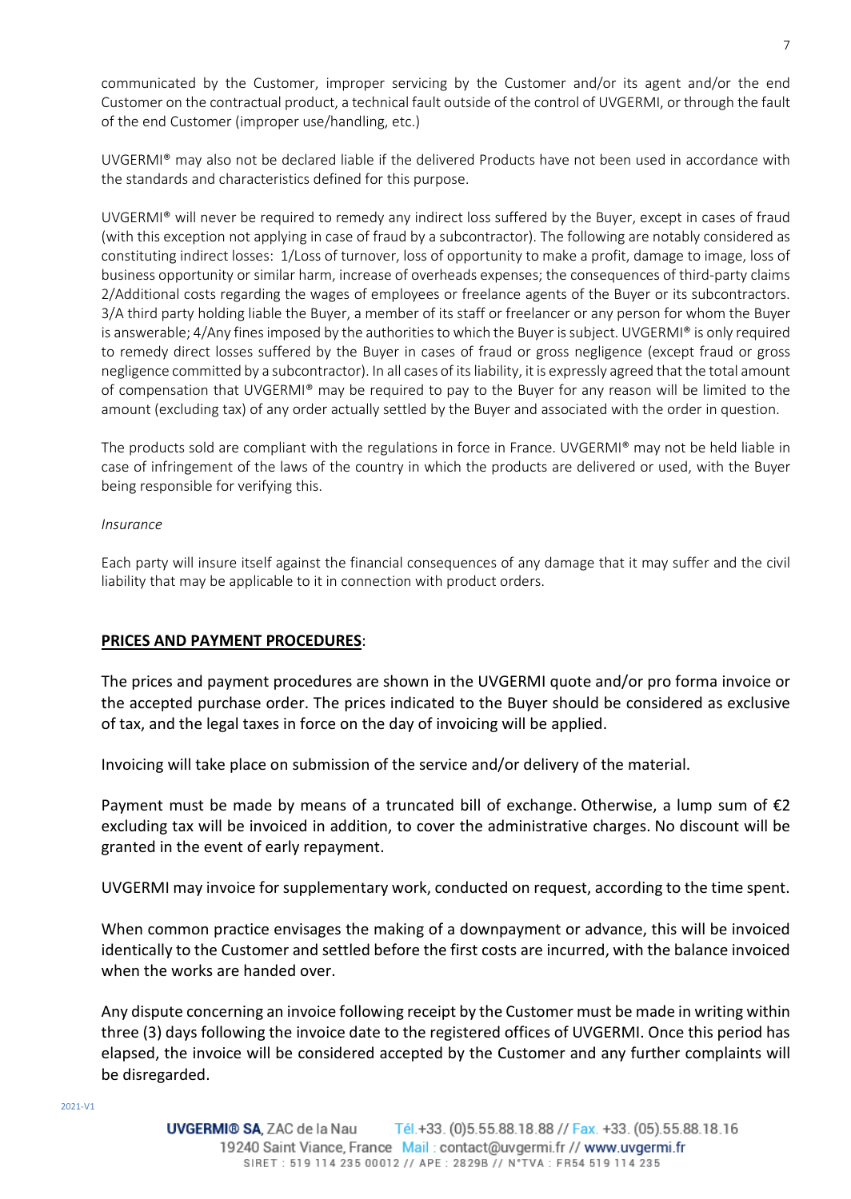communicated by the Customer, improper servicing by the Customer and/or its agent and/or the end Customer on the contractual product, a technical fault outside of the control of UVGERMI, or through the fault of the end Customer (improper use/handling, etc.)

UVGERMI® may also not be declared liable if the delivered Products have not been used in accordance with the standards and characteristics defined for this purpose.

UVGERMI® will never be required to remedy any indirect loss suffered by the Buyer, except in cases of fraud (with this exception not applying in case of fraud by a subcontractor). The following are notably considered as constituting indirect losses: 1/Loss of turnover, loss of opportunity to make a profit, damage to image, loss of business opportunity or similar harm, increase of overheads expenses; the consequences of third-party claims 2/Additional costs regarding the wages of employees or freelance agents of the Buyer or its subcontractors. 3/A third party holding liable the Buyer, a member of its staff or freelancer or any person for whom the Buyer is answerable; 4/Any fines imposed by the authorities to which the Buyer is subject. UVGERMI® is only required to remedy direct losses suffered by the Buyer in cases of fraud or gross negligence (except fraud or gross negligence committed by a subcontractor). In all cases of its liability, it is expressly agreed that the total amount of compensation that UVGERMI® may be required to pay to the Buyer for any reason will be limited to the amount (excluding tax) of any order actually settled by the Buyer and associated with the order in question.

The products sold are compliant with the regulations in force in France. UVGERMI® may not be held liable in case of infringement of the laws of the country in which the products are delivered or used, with the Buyer being responsible for verifying this.

*Insurance*

Each party will insure itself against the financial consequences of any damage that it may suffer and the civil liability that may be applicable to it in connection with product orders.

**PRICES AND PAYMENT PROCEDURES**:

The prices and payment procedures are shown in the UVGERMI quote and/or pro forma invoice or the accepted purchase order. The prices indicated to the Buyer should be considered as exclusive of tax, and the legal taxes in force on the day of invoicing will be applied.

Invoicing will take place on submission of the service and/or delivery of the material.

Payment must be made by means of a truncated bill of exchange. Otherwise, a lump sum of €2 excluding tax will be invoiced in addition, to cover the administrative charges. No discount will be granted in the event of early repayment.

UVGERMI may invoice for supplementary work, conducted on request, according to the time spent.

When common practice envisages the making of a downpayment or advance, this will be invoiced identically to the Customer and settled before the first costs are incurred, with the balance invoiced when the works are handed over.

Any dispute concerning an invoice following receipt by the Customer must be made in writing within three (3) days following the invoice date to the registered offices of UVGERMI. Once this period has elapsed, the invoice will be considered accepted by the Customer and any further complaints will be disregarded.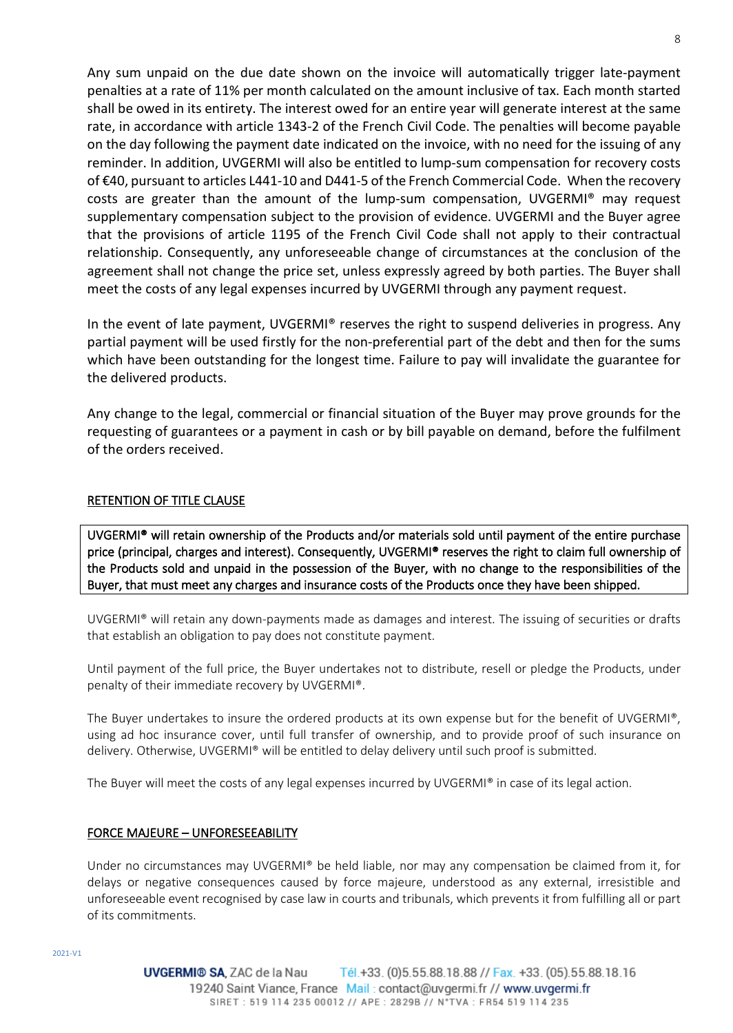Any sum unpaid on the due date shown on the invoice will automatically trigger late-payment penalties at a rate of 11% per month calculated on the amount inclusive of tax. Each month started shall be owed in its entirety. The interest owed for an entire year will generate interest at the same rate, in accordance with article 1343-2 of the French Civil Code. The penalties will become payable on the day following the payment date indicated on the invoice, with no need for the issuing of any reminder. In addition, UVGERMI will also be entitled to lump-sum compensation for recovery costs of €40, pursuant to articles L441-10 and D441-5 of the French Commercial Code. When the recovery costs are greater than the amount of the lump-sum compensation, UVGERMI® may request supplementary compensation subject to the provision of evidence. UVGERMI and the Buyer agree that the provisions of article 1195 of the French Civil Code shall not apply to their contractual relationship. Consequently, any unforeseeable change of circumstances at the conclusion of the agreement shall not change the price set, unless expressly agreed by both parties. The Buyer shall meet the costs of any legal expenses incurred by UVGERMI through any payment request.

In the event of late payment, UVGERMI® reserves the right to suspend deliveries in progress. Any partial payment will be used firstly for the non-preferential part of the debt and then for the sums which have been outstanding for the longest time. Failure to pay will invalidate the guarantee for the delivered products.

Any change to the legal, commercial or financial situation of the Buyer may prove grounds for the requesting of guarantees or a payment in cash or by bill payable on demand, before the fulfilment of the orders received.

## RETENTION OF TITLE CLAUSE

UVGERMI® will retain ownership of the Products and/or materials sold until payment of the entire purchase price (principal, charges and interest). Consequently, UVGERMI® reserves the right to claim full ownership of the Products sold and unpaid in the possession of the Buyer, with no change to the responsibilities of the Buyer, that must meet any charges and insurance costs of the Products once they have been shipped.

UVGERMI® will retain any down-payments made as damages and interest. The issuing of securities or drafts that establish an obligation to pay does not constitute payment.

Until payment of the full price, the Buyer undertakes not to distribute, resell or pledge the Products, under penalty of their immediate recovery by UVGERMI®.

The Buyer undertakes to insure the ordered products at its own expense but for the benefit of UVGERMI®, using ad hoc insurance cover, until full transfer of ownership, and to provide proof of such insurance on delivery. Otherwise, UVGERMI® will be entitled to delay delivery until such proof is submitted.

The Buyer will meet the costs of any legal expenses incurred by UVGERMI® in case of its legal action.

## FORCE MAJEURE – UNFORESEEABILITY

Under no circumstances may UVGERMI® be held liable, nor may any compensation be claimed from it, for delays or negative consequences caused by force majeure, understood as any external, irresistible and unforeseeable event recognised by case law in courts and tribunals, which prevents it from fulfilling all or part of its commitments.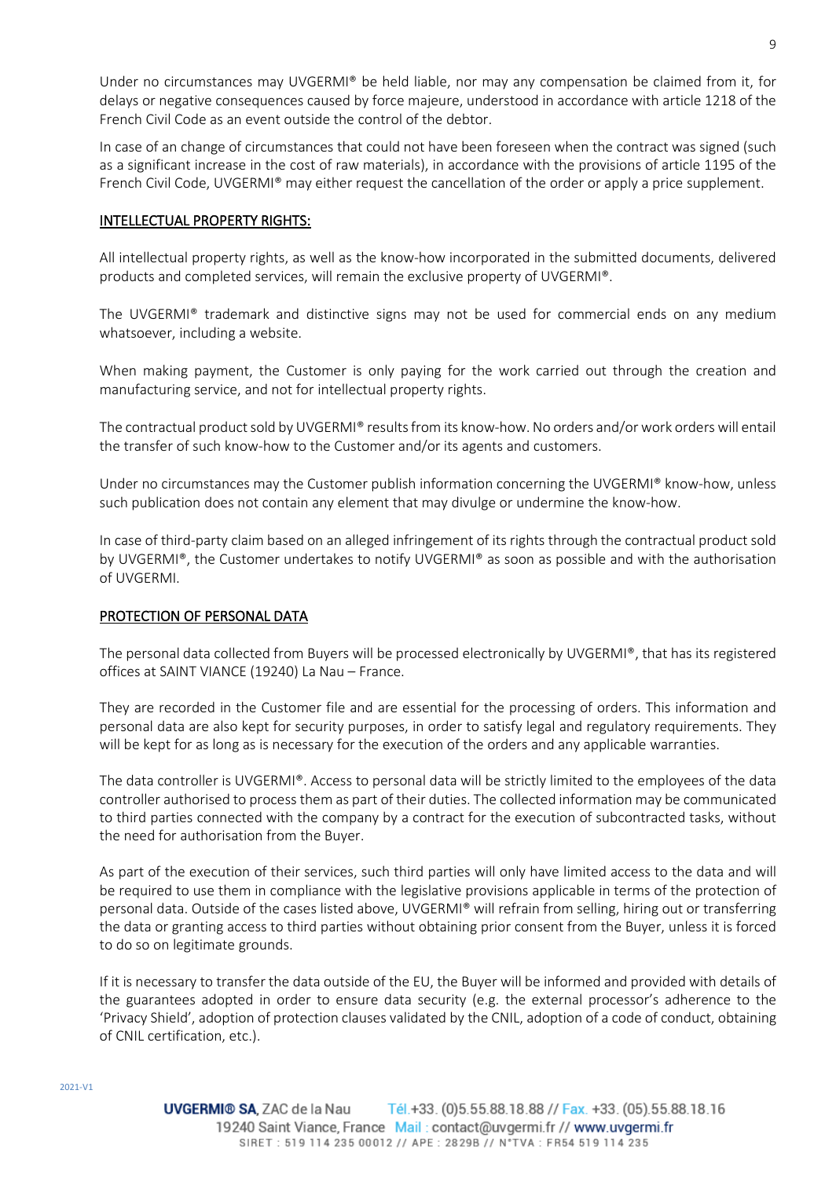Under no circumstances may UVGERMI® be held liable, nor may any compensation be claimed from it, for delays or negative consequences caused by force majeure, understood in accordance with article 1218 of the French Civil Code as an event outside the control of the debtor.

In case of an change of circumstances that could not have been foreseen when the contract was signed (such as a significant increase in the cost of raw materials), in accordance with the provisions of article 1195 of the French Civil Code, UVGERMI® may either request the cancellation of the order or apply a price supplement.

## INTELLECTUAL PROPERTY RIGHTS:

All intellectual property rights, as well as the know-how incorporated in the submitted documents, delivered products and completed services, will remain the exclusive property of UVGERMI®.

The UVGERMI® trademark and distinctive signs may not be used for commercial ends on any medium whatsoever, including a website.

When making payment, the Customer is only paying for the work carried out through the creation and manufacturing service, and not for intellectual property rights.

The contractual product sold by UVGERMI® results from its know-how. No orders and/or work orders will entail the transfer of such know-how to the Customer and/or its agents and customers.

Under no circumstances may the Customer publish information concerning the UVGERMI® know-how, unless such publication does not contain any element that may divulge or undermine the know-how.

In case of third-party claim based on an alleged infringement of its rights through the contractual product sold by UVGERMI®, the Customer undertakes to notify UVGERMI® as soon as possible and with the authorisation of UVGERMI.

## PROTECTION OF PERSONAL DATA

The personal data collected from Buyers will be processed electronically by UVGERMI®, that has its registered offices at SAINT VIANCE (19240) La Nau – France.

They are recorded in the Customer file and are essential for the processing of orders. This information and personal data are also kept for security purposes, in order to satisfy legal and regulatory requirements. They will be kept for as long as is necessary for the execution of the orders and any applicable warranties.

The data controller is UVGERMI®. Access to personal data will be strictly limited to the employees of the data controller authorised to process them as part of their duties. The collected information may be communicated to third parties connected with the company by a contract for the execution of subcontracted tasks, without the need for authorisation from the Buyer.

As part of the execution of their services, such third parties will only have limited access to the data and will be required to use them in compliance with the legislative provisions applicable in terms of the protection of personal data. Outside of the cases listed above, UVGERMI® will refrain from selling, hiring out or transferring the data or granting access to third parties without obtaining prior consent from the Buyer, unless it is forced to do so on legitimate grounds.

If it is necessary to transfer the data outside of the EU, the Buyer will be informed and provided with details of the guarantees adopted in order to ensure data security (e.g. the external processor's adherence to the 'Privacy Shield', adoption of protection clauses validated by the CNIL, adoption of a code of conduct, obtaining of CNIL certification, etc.).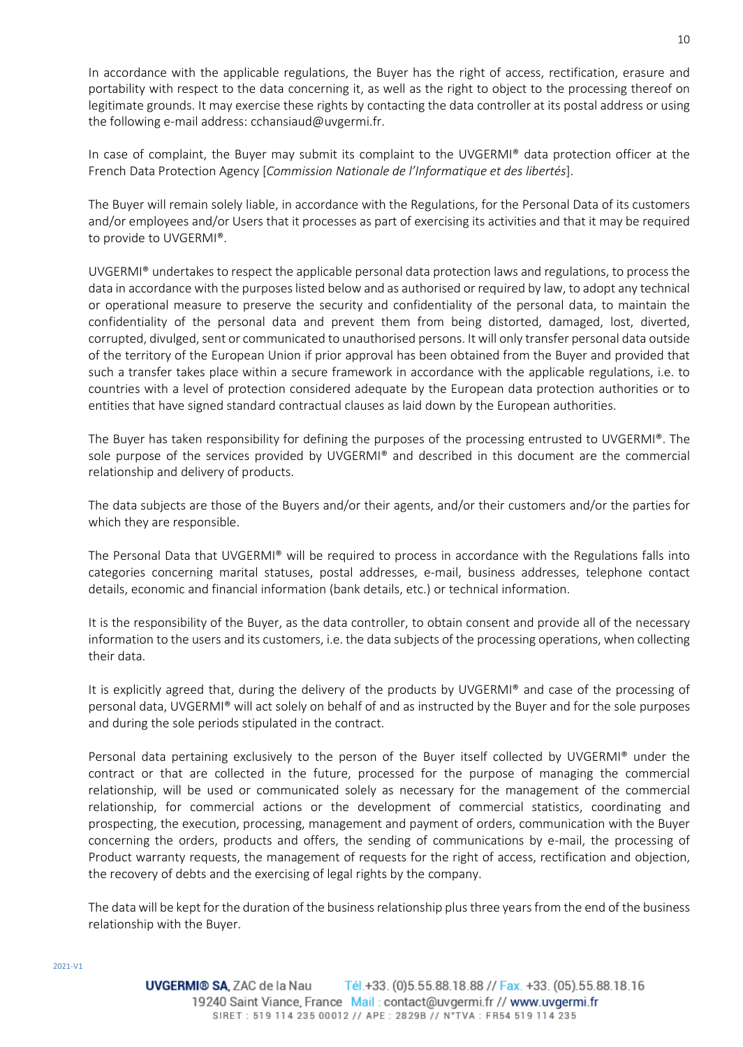In accordance with the applicable regulations, the Buyer has the right of access, rectification, erasure and portability with respect to the data concerning it, as well as the right to object to the processing thereof on legitimate grounds. It may exercise these rights by contacting the data controller at its postal address or using the following e-mail address: cchansiaud@uvgermi.fr.

In case of complaint, the Buyer may submit its complaint to the UVGERMI® data protection officer at the French Data Protection Agency [*Commission Nationale de l'Informatique et des libertés*].

The Buyer will remain solely liable, in accordance with the Regulations, for the Personal Data of its customers and/or employees and/or Users that it processes as part of exercising its activities and that it may be required to provide to UVGERMI®.

UVGERMI® undertakes to respect the applicable personal data protection laws and regulations, to process the data in accordance with the purposes listed below and as authorised or required by law, to adopt any technical or operational measure to preserve the security and confidentiality of the personal data, to maintain the confidentiality of the personal data and prevent them from being distorted, damaged, lost, diverted, corrupted, divulged, sent or communicated to unauthorised persons. It will only transfer personal data outside of the territory of the European Union if prior approval has been obtained from the Buyer and provided that such a transfer takes place within a secure framework in accordance with the applicable regulations, i.e. to countries with a level of protection considered adequate by the European data protection authorities or to entities that have signed standard contractual clauses as laid down by the European authorities.

The Buyer has taken responsibility for defining the purposes of the processing entrusted to UVGERMI®. The sole purpose of the services provided by UVGERMI® and described in this document are the commercial relationship and delivery of products.

The data subjects are those of the Buyers and/or their agents, and/or their customers and/or the parties for which they are responsible.

The Personal Data that UVGERMI® will be required to process in accordance with the Regulations falls into categories concerning marital statuses, postal addresses, e-mail, business addresses, telephone contact details, economic and financial information (bank details, etc.) or technical information.

It is the responsibility of the Buyer, as the data controller, to obtain consent and provide all of the necessary information to the users and its customers, i.e. the data subjects of the processing operations, when collecting their data.

It is explicitly agreed that, during the delivery of the products by UVGERMI® and case of the processing of personal data, UVGERMI® will act solely on behalf of and as instructed by the Buyer and for the sole purposes and during the sole periods stipulated in the contract.

Personal data pertaining exclusively to the person of the Buyer itself collected by UVGERMI® under the contract or that are collected in the future, processed for the purpose of managing the commercial relationship, will be used or communicated solely as necessary for the management of the commercial relationship, for commercial actions or the development of commercial statistics, coordinating and prospecting, the execution, processing, management and payment of orders, communication with the Buyer concerning the orders, products and offers, the sending of communications by e-mail, the processing of Product warranty requests, the management of requests for the right of access, rectification and objection, the recovery of debts and the exercising of legal rights by the company.

The data will be kept for the duration of the business relationship plus three years from the end of the business relationship with the Buyer.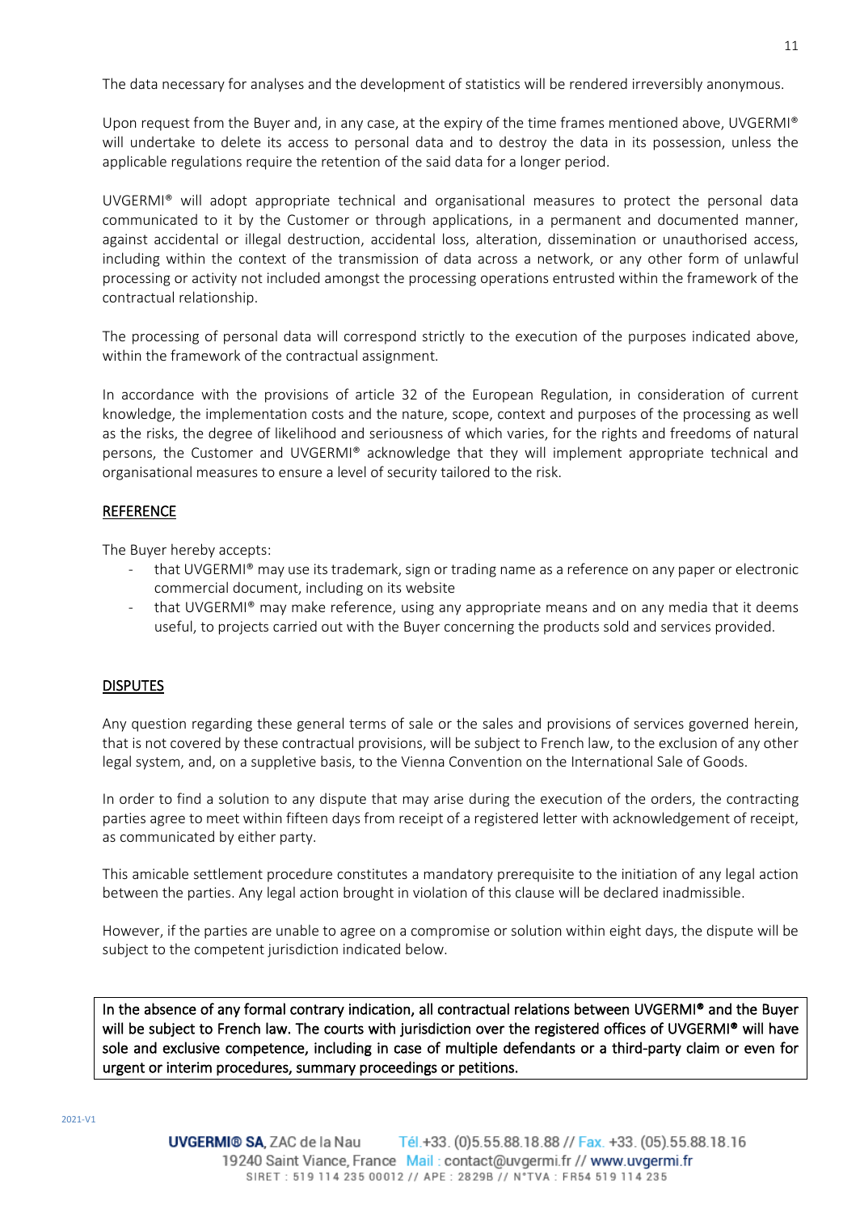The data necessary for analyses and the development of statistics will be rendered irreversibly anonymous.

Upon request from the Buyer and, in any case, at the expiry of the time frames mentioned above, UVGERMI® will undertake to delete its access to personal data and to destroy the data in its possession, unless the applicable regulations require the retention of the said data for a longer period.

UVGERMI® will adopt appropriate technical and organisational measures to protect the personal data communicated to it by the Customer or through applications, in a permanent and documented manner, against accidental or illegal destruction, accidental loss, alteration, dissemination or unauthorised access, including within the context of the transmission of data across a network, or any other form of unlawful processing or activity not included amongst the processing operations entrusted within the framework of the contractual relationship.

The processing of personal data will correspond strictly to the execution of the purposes indicated above, within the framework of the contractual assignment.

In accordance with the provisions of article 32 of the European Regulation, in consideration of current knowledge, the implementation costs and the nature, scope, context and purposes of the processing as well as the risks, the degree of likelihood and seriousness of which varies, for the rights and freedoms of natural persons, the Customer and UVGERMI® acknowledge that they will implement appropriate technical and organisational measures to ensure a level of security tailored to the risk.

## REFERENCE

The Buyer hereby accepts:

- that UVGERMI® may use its trademark, sign or trading name as a reference on any paper or electronic commercial document, including on its website
- that UVGERMI® may make reference, using any appropriate means and on any media that it deems useful, to projects carried out with the Buyer concerning the products sold and services provided.

## DISPUTES

Any question regarding these general terms of sale or the sales and provisions of services governed herein, that is not covered by these contractual provisions, will be subject to French law, to the exclusion of any other legal system, and, on a suppletive basis, to the Vienna Convention on the International Sale of Goods.

In order to find a solution to any dispute that may arise during the execution of the orders, the contracting parties agree to meet within fifteen days from receipt of a registered letter with acknowledgement of receipt, as communicated by either party.

This amicable settlement procedure constitutes a mandatory prerequisite to the initiation of any legal action between the parties. Any legal action brought in violation of this clause will be declared inadmissible.

However, if the parties are unable to agree on a compromise or solution within eight days, the dispute will be subject to the competent jurisdiction indicated below.

**In the absence of any formal contrary indication, all contractual relations between UVGERMI® and the Buyer will be subject to French law. The courts with jurisdiction over the registered offices of UVGERMI® will have sole and exclusive competence, including in case of multiple defendants or a third-party claim or even for urgent or interim procedures, summary proceedings or petitions.**